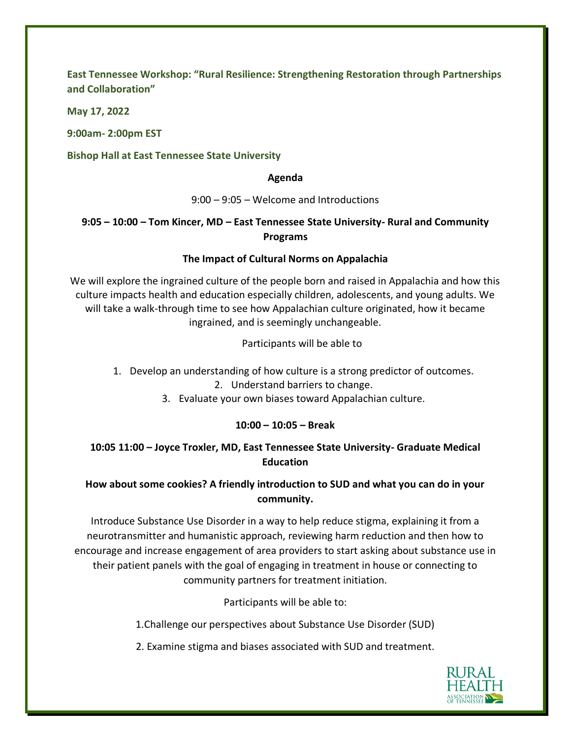**East Tennessee Workshop: "Rural Resilience: Strengthening Restoration through Partnerships and Collaboration"**

**May 17, 2022**

**9:00am- 2:00pm EST**

**Bishop Hall at East Tennessee State University**

## Agenda

9:00 – 9:05 – Welcome and Introductions

**9:05 – 10:00 – Tom Kincer, MD – East Tennessee State University- Rural and Community Programs**

**The Impact of Cultural Norms on Appalachia**

We will explore the ingrained culture of the people born and raised in Appalachia and how this culture impacts health and education especially children, adolescents, and young adults. We will take a walk-through time to see how Appalachian culture originated, how it became ingrained, and is seemingly unchangeable.

Participants will be able to

1. Develop an understanding of how culture is a strong predictor of outcomes.
2. Understand barriers to change.
3. Evaluate your own biases toward Appalachian culture.

**10:00 – 10:05 – Break**

**10:05 11:00 – Joyce Troxler, MD, East Tennessee State University- Graduate Medical Education**

**How about some cookies? A friendly introduction to SUD and what you can do in your community.**

Introduce Substance Use Disorder in a way to help reduce stigma, explaining it from a neurotransmitter and humanistic approach, reviewing harm reduction and then how to encourage and increase engagement of area providers to start asking about substance use in their patient panels with the goal of engaging in treatment in house or connecting to community partners for treatment initiation.

Participants will be able to:

1.Challenge our perspectives about Substance Use Disorder (SUD)

2. Examine stigma and biases associated with SUD and treatment.

RURAL HEALTH ASSOCIATION OF TENNESSEE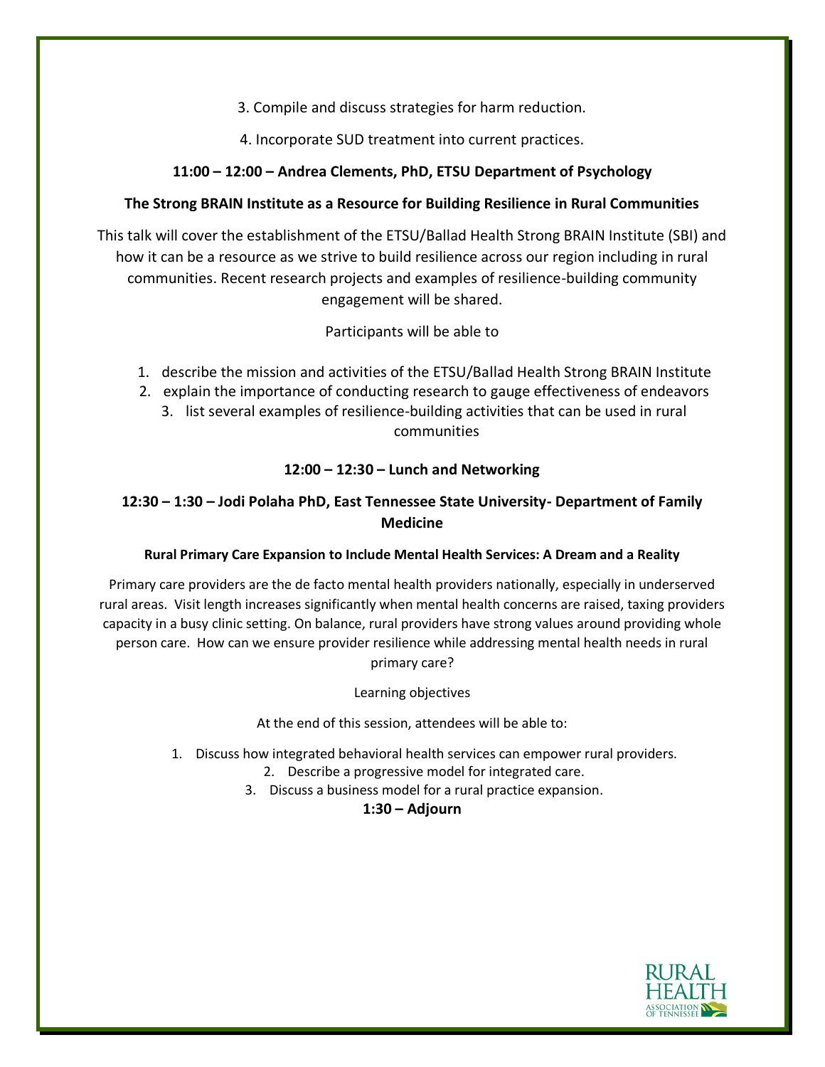3. Compile and discuss strategies for harm reduction.

4. Incorporate SUD treatment into current practices.

**11:00 – 12:00 – Andrea Clements, PhD, ETSU Department of Psychology**

**The Strong BRAIN Institute as a Resource for Building Resilience in Rural Communities**

This talk will cover the establishment of the ETSU/Ballad Health Strong BRAIN Institute (SBI) and how it can be a resource as we strive to build resilience across our region including in rural communities. Recent research projects and examples of resilience-building community engagement will be shared.

Participants will be able to

1. describe the mission and activities of the ETSU/Ballad Health Strong BRAIN Institute
2. explain the importance of conducting research to gauge effectiveness of endeavors
3. list several examples of resilience-building activities that can be used in rural communities

**12:00 – 12:30 – Lunch and Networking**

**12:30 – 1:30 – Jodi Polaha PhD, East Tennessee State University- Department of Family Medicine**

**Rural Primary Care Expansion to Include Mental Health Services: A Dream and a Reality**

Primary care providers are the de facto mental health providers nationally, especially in underserved rural areas. Visit length increases significantly when mental health concerns are raised, taxing providers capacity in a busy clinic setting. On balance, rural providers have strong values around providing whole person care. How can we ensure provider resilience while addressing mental health needs in rural primary care?

Learning objectives

At the end of this session, attendees will be able to:

1. Discuss how integrated behavioral health services can empower rural providers.
2. Describe a progressive model for integrated care.
3. Discuss a business model for a rural practice expansion.

**1:30 – Adjourn**